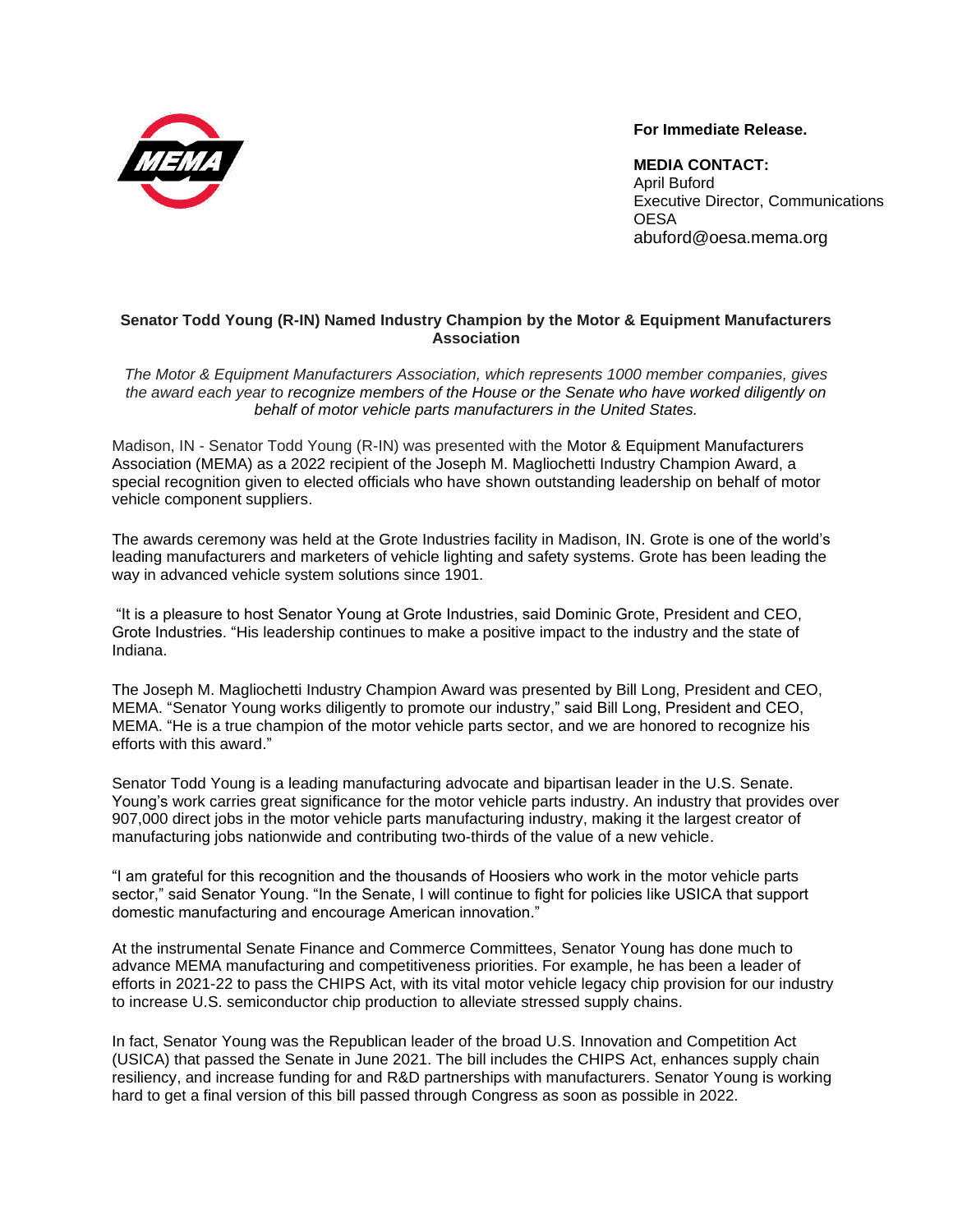**For Immediate Release.**

**MEDIA CONTACT:**
April Buford
Executive Director, Communications
OESA
abuford@oesa.mema.org

## Senator Todd Young (R-IN) Named Industry Champion by the Motor & Equipment Manufacturers Association

*The Motor & Equipment Manufacturers Association, which represents 1000 member companies, gives the award each year to recognize members of the House or the Senate who have worked diligently on behalf of motor vehicle parts manufacturers in the United States.*

Madison, IN - Senator Todd Young (R-IN) was presented with the Motor & Equipment Manufacturers Association (MEMA) as a 2022 recipient of the Joseph M. Magliochetti Industry Champion Award, a special recognition given to elected officials who have shown outstanding leadership on behalf of motor vehicle component suppliers.

The awards ceremony was held at the Grote Industries facility in Madison, IN. Grote is one of the world's leading manufacturers and marketers of vehicle lighting and safety systems. Grote has been leading the way in advanced vehicle system solutions since 1901.

"It is a pleasure to host Senator Young at Grote Industries, said Dominic Grote, President and CEO, Grote Industries. "His leadership continues to make a positive impact to the industry and the state of Indiana.

The Joseph M. Magliochetti Industry Champion Award was presented by Bill Long, President and CEO, MEMA. "Senator Young works diligently to promote our industry," said Bill Long, President and CEO, MEMA. "He is a true champion of the motor vehicle parts sector, and we are honored to recognize his efforts with this award."

Senator Todd Young is a leading manufacturing advocate and bipartisan leader in the U.S. Senate. Young's work carries great significance for the motor vehicle parts industry. An industry that provides over 907,000 direct jobs in the motor vehicle parts manufacturing industry, making it the largest creator of manufacturing jobs nationwide and contributing two-thirds of the value of a new vehicle.

"I am grateful for this recognition and the thousands of Hoosiers who work in the motor vehicle parts sector," said Senator Young. "In the Senate, I will continue to fight for policies like USICA that support domestic manufacturing and encourage American innovation."

At the instrumental Senate Finance and Commerce Committees, Senator Young has done much to advance MEMA manufacturing and competitiveness priorities. For example, he has been a leader of efforts in 2021-22 to pass the CHIPS Act, with its vital motor vehicle legacy chip provision for our industry to increase U.S. semiconductor chip production to alleviate stressed supply chains.

In fact, Senator Young was the Republican leader of the broad U.S. Innovation and Competition Act (USICA) that passed the Senate in June 2021. The bill includes the CHIPS Act, enhances supply chain resiliency, and increase funding for and R&D partnerships with manufacturers. Senator Young is working hard to get a final version of this bill passed through Congress as soon as possible in 2022.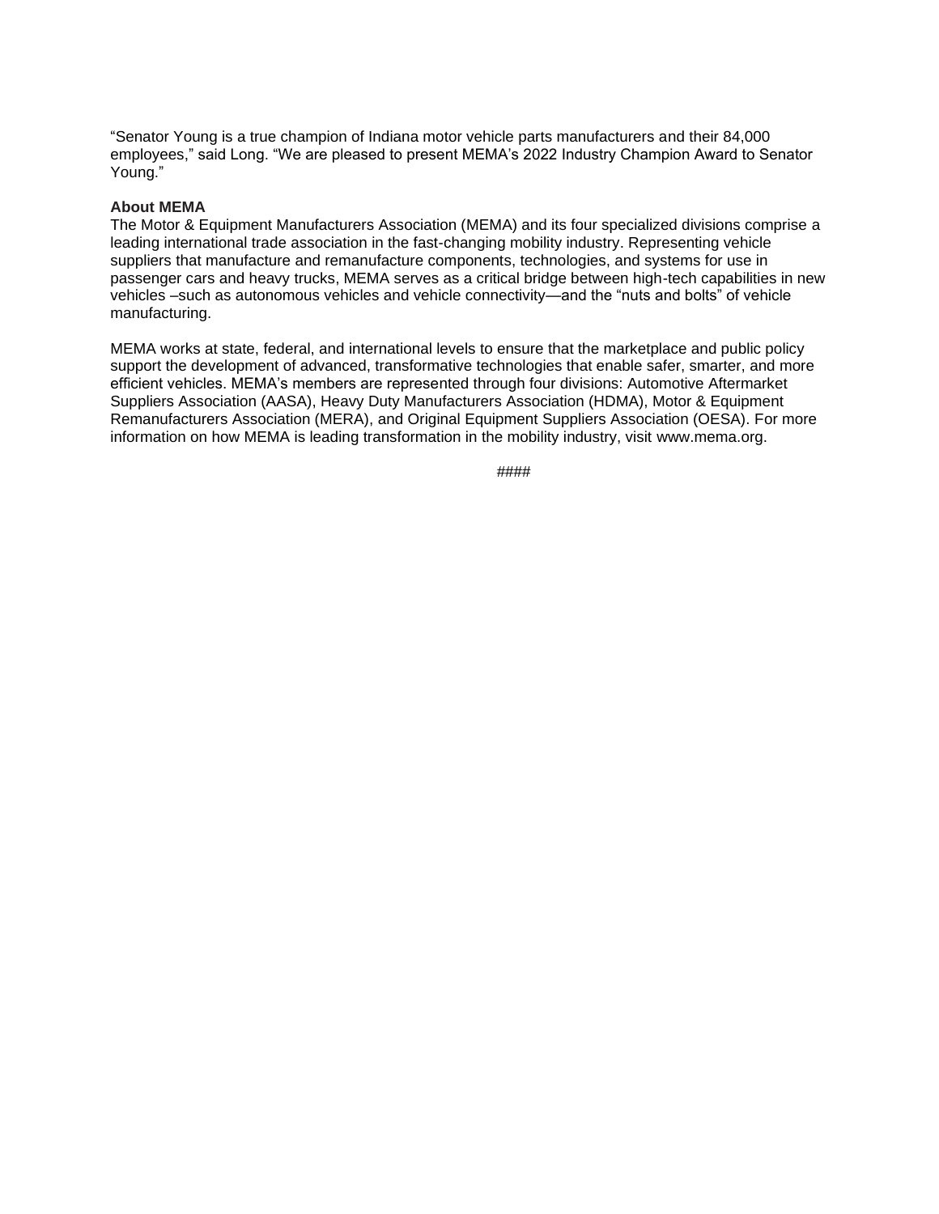"Senator Young is a true champion of Indiana motor vehicle parts manufacturers and their 84,000 employees," said Long. "We are pleased to present MEMA's 2022 Industry Champion Award to Senator Young."

**About MEMA**

The Motor & Equipment Manufacturers Association (MEMA) and its four specialized divisions comprise a leading international trade association in the fast-changing mobility industry. Representing vehicle suppliers that manufacture and remanufacture components, technologies, and systems for use in passenger cars and heavy trucks, MEMA serves as a critical bridge between high-tech capabilities in new vehicles –such as autonomous vehicles and vehicle connectivity—and the "nuts and bolts" of vehicle manufacturing.

MEMA works at state, federal, and international levels to ensure that the marketplace and public policy support the development of advanced, transformative technologies that enable safer, smarter, and more efficient vehicles. MEMA's members are represented through four divisions: Automotive Aftermarket Suppliers Association (AASA), Heavy Duty Manufacturers Association (HDMA), Motor & Equipment Remanufacturers Association (MERA), and Original Equipment Suppliers Association (OESA). For more information on how MEMA is leading transformation in the mobility industry, visit www.mema.org.

####